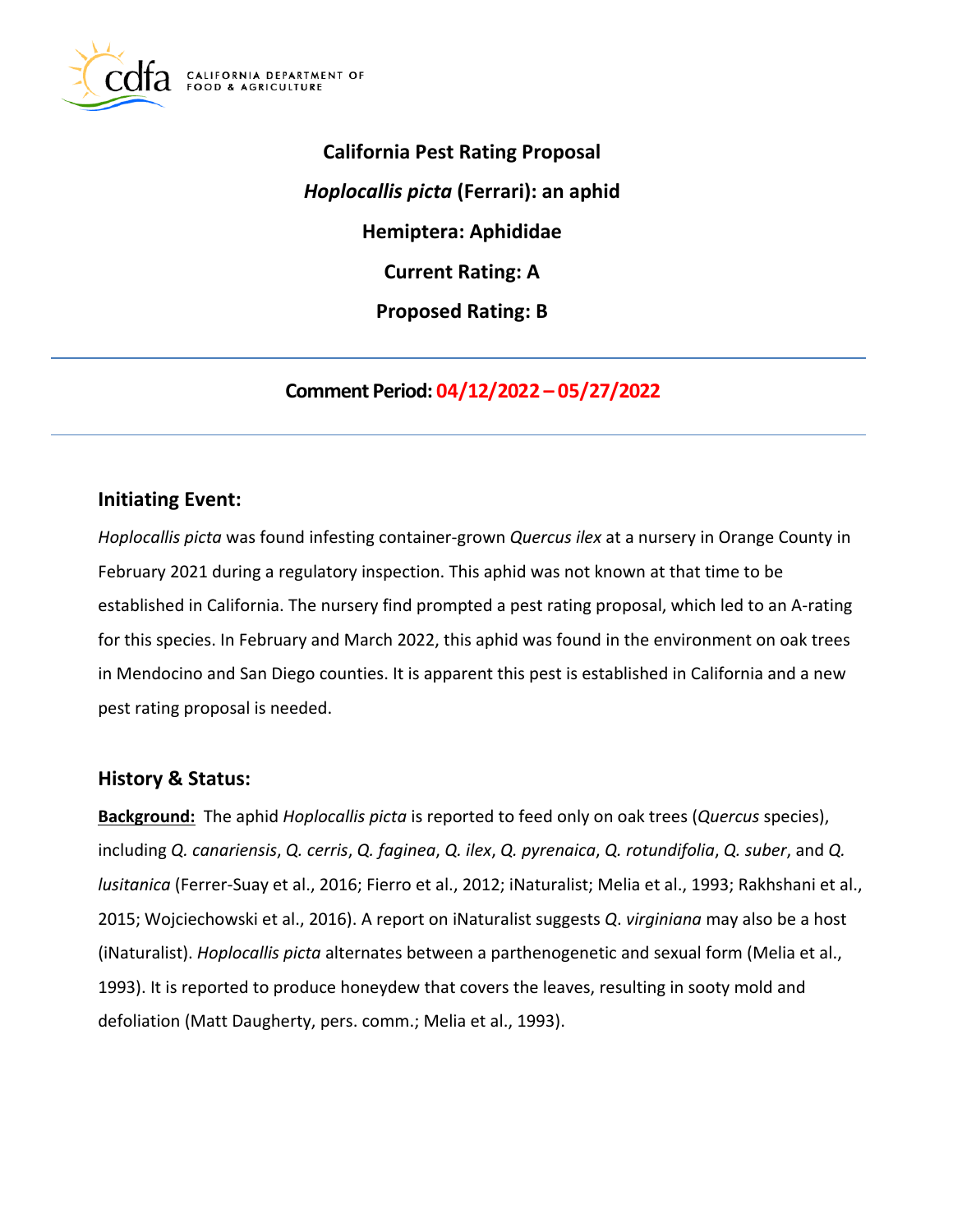# California Pest Rating Proposal

## *Hoplocallis picta* (Ferrari): an aphid

## Hemiptera: Aphididae

## Current Rating: A

## Proposed Rating: B

---

**Comment Period: 04/12/2022 – 05/27/2022**

---

## Initiating Event:

*Hoplocallis picta* was found infesting container-grown *Quercus ilex* at a nursery in Orange County in February 2021 during a regulatory inspection. This aphid was not known at that time to be established in California. The nursery find prompted a pest rating proposal, which led to an A-rating for this species. In February and March 2022, this aphid was found in the environment on oak trees in Mendocino and San Diego counties. It is apparent this pest is established in California and a new pest rating proposal is needed.

## History & Status:

**Background:** The aphid *Hoplocallis picta* is reported to feed only on oak trees (*Quercus* species), including *Q. canariensis*, *Q. cerris*, *Q. faginea*, *Q. ilex*, *Q. pyrenaica*, *Q. rotundifolia*, *Q. suber*, and *Q. lusitanica* (Ferrer-Suay et al., 2016; Fierro et al., 2012; iNaturalist; Melia et al., 1993; Rakhshani et al., 2015; Wojciechowski et al., 2016). A report on iNaturalist suggests *Q. virginiana* may also be a host (iNaturalist). *Hoplocallis picta* alternates between a parthenogenetic and sexual form (Melia et al., 1993). It is reported to produce honeydew that covers the leaves, resulting in sooty mold and defoliation (Matt Daugherty, pers. comm.; Melia et al., 1993).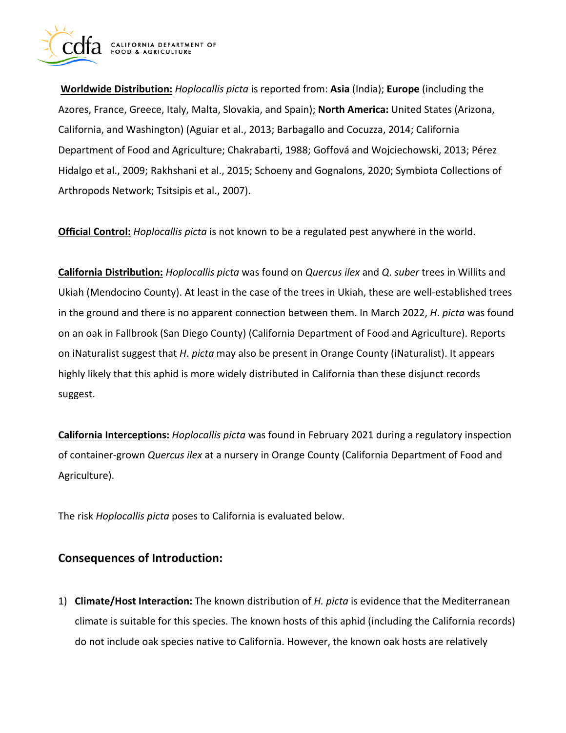**Worldwide Distribution:** *Hoplocallis picta* is reported from: **Asia** (India); **Europe** (including the Azores, France, Greece, Italy, Malta, Slovakia, and Spain); **North America:** United States (Arizona, California, and Washington) (Aguiar et al., 2013; Barbagallo and Cocuzza, 2014; California Department of Food and Agriculture; Chakrabarti, 1988; Goffová and Wojciechowski, 2013; Pérez Hidalgo et al., 2009; Rakhshani et al., 2015; Schoeny and Gognalons, 2020; Symbiota Collections of Arthropods Network; Tsitsipis et al., 2007).

**Official Control:** *Hoplocallis picta* is not known to be a regulated pest anywhere in the world.

**California Distribution:** *Hoplocallis picta* was found on *Quercus ilex* and *Q. suber* trees in Willits and Ukiah (Mendocino County). At least in the case of the trees in Ukiah, these are well-established trees in the ground and there is no apparent connection between them. In March 2022, *H. picta* was found on an oak in Fallbrook (San Diego County) (California Department of Food and Agriculture). Reports on iNaturalist suggest that *H. picta* may also be present in Orange County (iNaturalist). It appears highly likely that this aphid is more widely distributed in California than these disjunct records suggest.

**California Interceptions:** *Hoplocallis picta* was found in February 2021 during a regulatory inspection of container-grown *Quercus ilex* at a nursery in Orange County (California Department of Food and Agriculture).

The risk *Hoplocallis picta* poses to California is evaluated below.

## Consequences of Introduction:

1) **Climate/Host Interaction:** The known distribution of *H. picta* is evidence that the Mediterranean climate is suitable for this species. The known hosts of this aphid (including the California records) do not include oak species native to California. However, the known oak hosts are relatively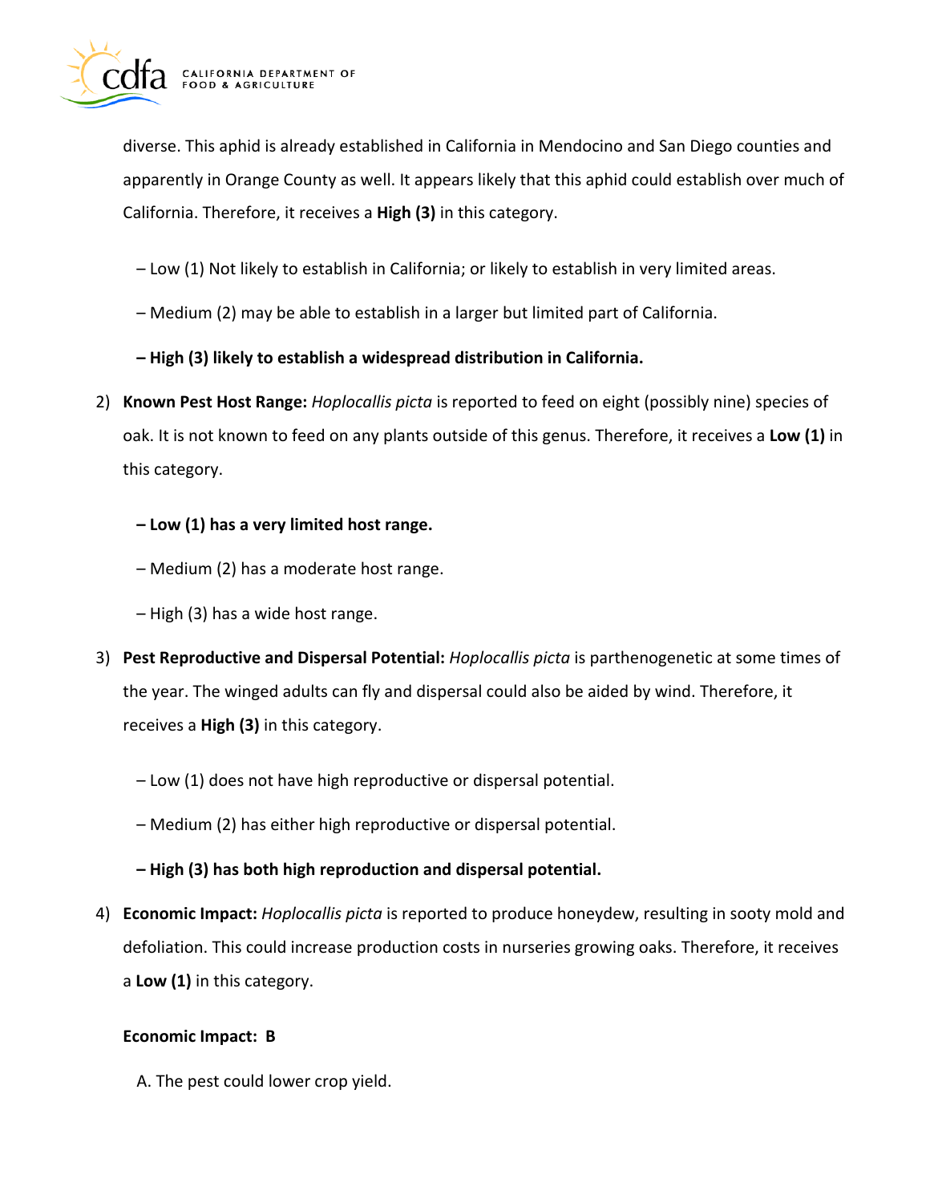diverse. This aphid is already established in California in Mendocino and San Diego counties and apparently in Orange County as well. It appears likely that this aphid could establish over much of California. Therefore, it receives a **High (3)** in this category.

– Low (1) Not likely to establish in California; or likely to establish in very limited areas.

– Medium (2) may be able to establish in a larger but limited part of California.

**– High (3) likely to establish a widespread distribution in California.**

2) **Known Pest Host Range:** *Hoplocallis picta* is reported to feed on eight (possibly nine) species of oak. It is not known to feed on any plants outside of this genus. Therefore, it receives a **Low (1)** in this category.

   **– Low (1) has a very limited host range.**

   – Medium (2) has a moderate host range.

   – High (3) has a wide host range.

3) **Pest Reproductive and Dispersal Potential:** *Hoplocallis picta* is parthenogenetic at some times of the year. The winged adults can fly and dispersal could also be aided by wind. Therefore, it receives a **High (3)** in this category.

   – Low (1) does not have high reproductive or dispersal potential.

   – Medium (2) has either high reproductive or dispersal potential.

   **– High (3) has both high reproduction and dispersal potential.**

4) **Economic Impact:** *Hoplocallis picta* is reported to produce honeydew, resulting in sooty mold and defoliation. This could increase production costs in nurseries growing oaks. Therefore, it receives a **Low (1)** in this category.

   **Economic Impact: B**

   A. The pest could lower crop yield.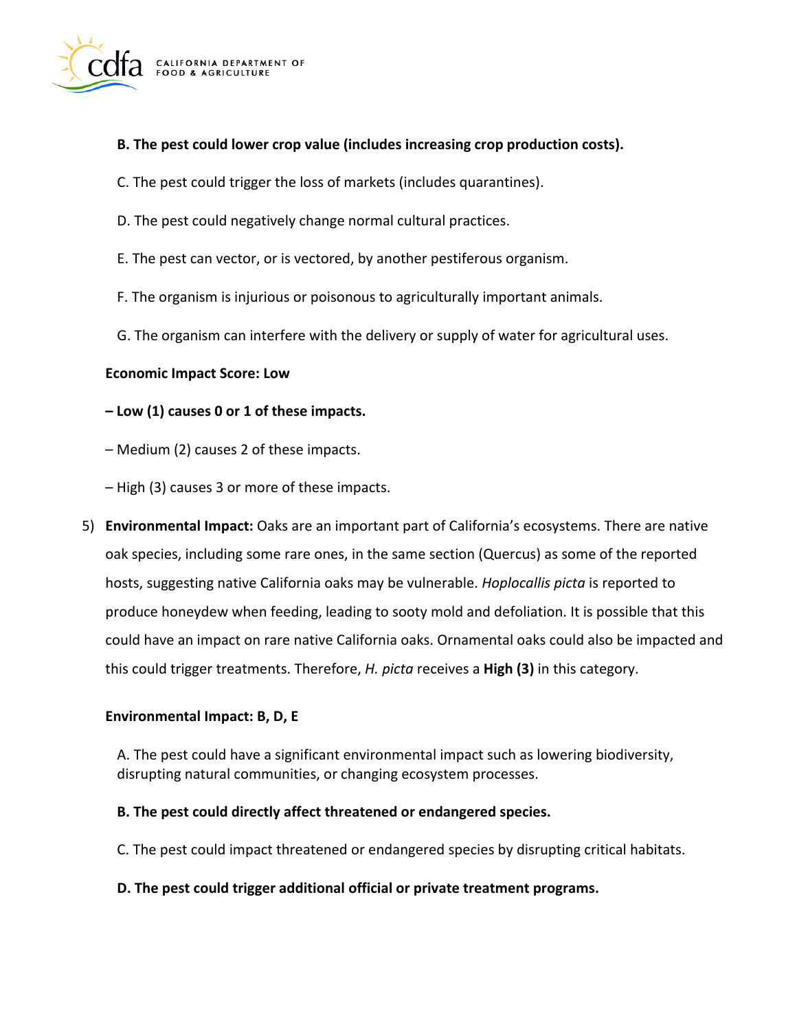**B. The pest could lower crop value (includes increasing crop production costs).**

C. The pest could trigger the loss of markets (includes quarantines).

D. The pest could negatively change normal cultural practices.

E. The pest can vector, or is vectored, by another pestiferous organism.

F. The organism is injurious or poisonous to agriculturally important animals.

G. The organism can interfere with the delivery or supply of water for agricultural uses.

**Economic Impact Score: Low**

**– Low (1) causes 0 or 1 of these impacts.**

– Medium (2) causes 2 of these impacts.

– High (3) causes 3 or more of these impacts.

5) **Environmental Impact:** Oaks are an important part of California's ecosystems. There are native oak species, including some rare ones, in the same section (Quercus) as some of the reported hosts, suggesting native California oaks may be vulnerable. *Hoplocallis picta* is reported to produce honeydew when feeding, leading to sooty mold and defoliation. It is possible that this could have an impact on rare native California oaks. Ornamental oaks could also be impacted and this could trigger treatments. Therefore, *H. picta* receives a **High (3)** in this category.

**Environmental Impact: B, D, E**

A. The pest could have a significant environmental impact such as lowering biodiversity, disrupting natural communities, or changing ecosystem processes.

**B. The pest could directly affect threatened or endangered species.**

C. The pest could impact threatened or endangered species by disrupting critical habitats.

**D. The pest could trigger additional official or private treatment programs.**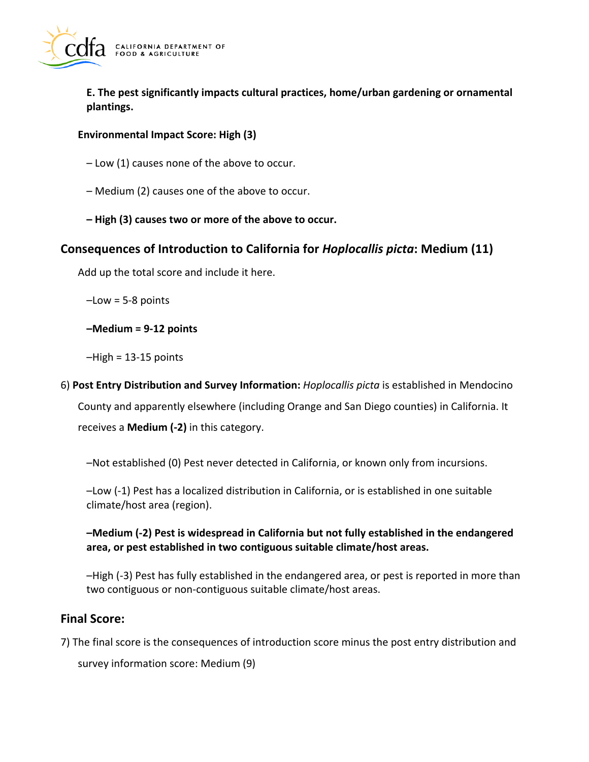**E. The pest significantly impacts cultural practices, home/urban gardening or ornamental plantings.**

**Environmental Impact Score: High (3)**

– Low (1) causes none of the above to occur.

– Medium (2) causes one of the above to occur.

**– High (3) causes two or more of the above to occur.**

## Consequences of Introduction to California for *Hoplocallis picta*: Medium (11)

Add up the total score and include it here.

–Low = 5-8 points

**–Medium = 9-12 points**

–High = 13-15 points

6) **Post Entry Distribution and Survey Information:** *Hoplocallis picta* is established in Mendocino County and apparently elsewhere (including Orange and San Diego counties) in California. It receives a **Medium (-2)** in this category.

–Not established (0) Pest never detected in California, or known only from incursions.

–Low (-1) Pest has a localized distribution in California, or is established in one suitable climate/host area (region).

**–Medium (-2) Pest is widespread in California but not fully established in the endangered area, or pest established in two contiguous suitable climate/host areas.**

–High (-3) Pest has fully established in the endangered area, or pest is reported in more than two contiguous or non-contiguous suitable climate/host areas.

## Final Score:

7) The final score is the consequences of introduction score minus the post entry distribution and survey information score: Medium (9)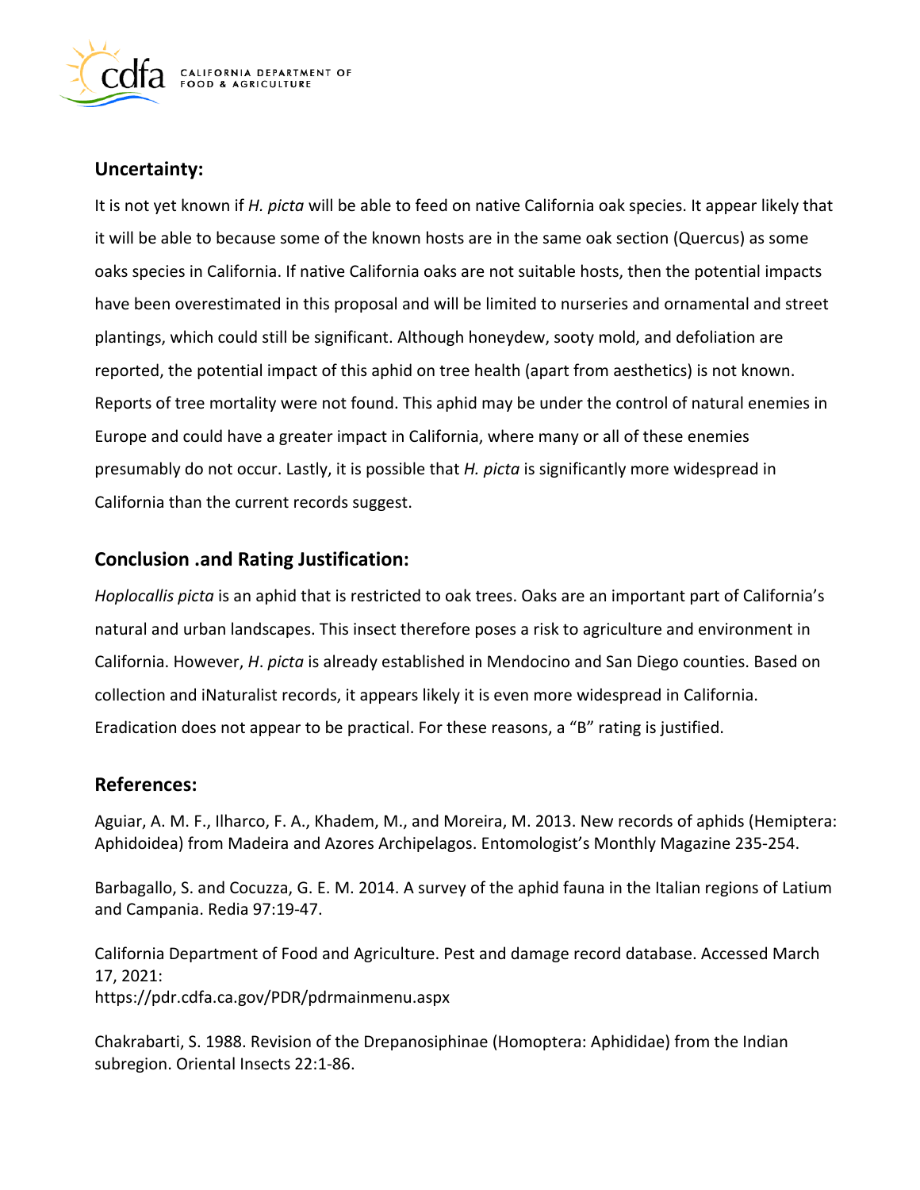## Uncertainty:

It is not yet known if *H. picta* will be able to feed on native California oak species. It appear likely that it will be able to because some of the known hosts are in the same oak section (Quercus) as some oaks species in California. If native California oaks are not suitable hosts, then the potential impacts have been overestimated in this proposal and will be limited to nurseries and ornamental and street plantings, which could still be significant. Although honeydew, sooty mold, and defoliation are reported, the potential impact of this aphid on tree health (apart from aesthetics) is not known. Reports of tree mortality were not found. This aphid may be under the control of natural enemies in Europe and could have a greater impact in California, where many or all of these enemies presumably do not occur. Lastly, it is possible that *H. picta* is significantly more widespread in California than the current records suggest.

## Conclusion .and Rating Justification:

*Hoplocallis picta* is an aphid that is restricted to oak trees. Oaks are an important part of California's natural and urban landscapes. This insect therefore poses a risk to agriculture and environment in California. However, *H*. *picta* is already established in Mendocino and San Diego counties. Based on collection and iNaturalist records, it appears likely it is even more widespread in California. Eradication does not appear to be practical. For these reasons, a "B" rating is justified.

## References:

Aguiar, A. M. F., Ilharco, F. A., Khadem, M., and Moreira, M. 2013. New records of aphids (Hemiptera: Aphidoidea) from Madeira and Azores Archipelagos. Entomologist's Monthly Magazine 235-254.

Barbagallo, S. and Cocuzza, G. E. M. 2014. A survey of the aphid fauna in the Italian regions of Latium and Campania. Redia 97:19-47.

California Department of Food and Agriculture. Pest and damage record database. Accessed March 17, 2021:
https://pdr.cdfa.ca.gov/PDR/pdrmainmenu.aspx

Chakrabarti, S. 1988. Revision of the Drepanosiphinae (Homoptera: Aphididae) from the Indian subregion. Oriental Insects 22:1-86.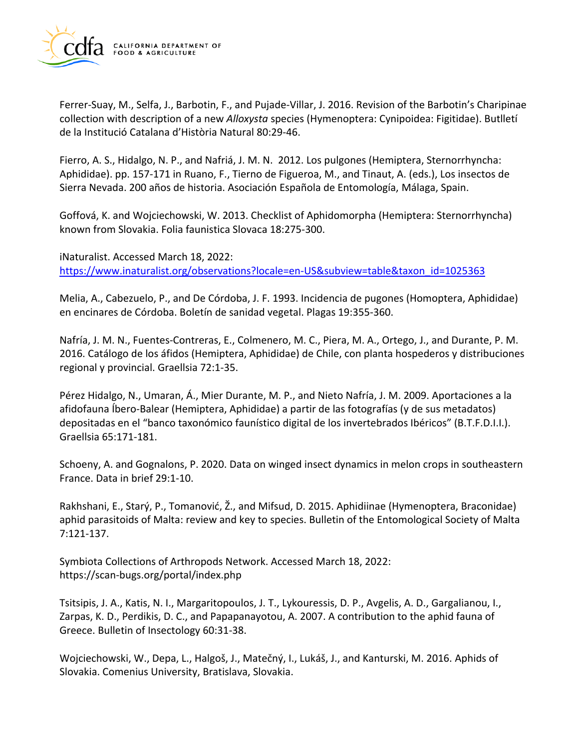Ferrer-Suay, M., Selfa, J., Barbotin, F., and Pujade-Villar, J. 2016. Revision of the Barbotin's Charipinae collection with description of a new *Alloxysta* species (Hymenoptera: Cynipoidea: Figitidae). Butlletí de la Institució Catalana d'Història Natural 80:29-46.

Fierro, A. S., Hidalgo, N. P., and Nafriá, J. M. N. 2012. Los pulgones (Hemiptera, Sternorrhyncha: Aphididae). pp. 157-171 in Ruano, F., Tierno de Figueroa, M., and Tinaut, A. (eds.), Los insectos de Sierra Nevada. 200 años de historia. Asociación Española de Entomología, Málaga, Spain.

Goffová, K. and Wojciechowski, W. 2013. Checklist of Aphidomorpha (Hemiptera: Sternorrhyncha) known from Slovakia. Folia faunistica Slovaca 18:275-300.

iNaturalist. Accessed March 18, 2022: [https://www.inaturalist.org/observations?locale=en-US&subview=table&taxon_id=1025363](https://www.inaturalist.org/observations?locale=en-US&subview=table&taxon_id=1025363)

Melia, A., Cabezuelo, P., and De Córdoba, J. F. 1993. Incidencia de pugones (Homoptera, Aphididae) en encinares de Córdoba. Boletín de sanidad vegetal. Plagas 19:355-360.

Nafría, J. M. N., Fuentes-Contreras, E., Colmenero, M. C., Piera, M. A., Ortego, J., and Durante, P. M. 2016. Catálogo de los áfidos (Hemiptera, Aphididae) de Chile, con planta hospederos y distribuciones regional y provincial. Graellsia 72:1-35.

Pérez Hidalgo, N., Umaran, Á., Mier Durante, M. P., and Nieto Nafría, J. M. 2009. Aportaciones a la afidofauna Íbero-Balear (Hemiptera, Aphididae) a partir de las fotografías (y de sus metadatos) depositadas en el "banco taxonómico faunístico digital de los invertebrados Ibéricos" (B.T.F.D.I.I.). Graellsia 65:171-181.

Schoeny, A. and Gognalons, P. 2020. Data on winged insect dynamics in melon crops in southeastern France. Data in brief 29:1-10.

Rakhshani, E., Starý, P., Tomanović, Ž., and Mifsud, D. 2015. Aphidiinae (Hymenoptera, Braconidae) aphid parasitoids of Malta: review and key to species. Bulletin of the Entomological Society of Malta 7:121-137.

Symbiota Collections of Arthropods Network. Accessed March 18, 2022: https://scan-bugs.org/portal/index.php

Tsitsipis, J. A., Katis, N. I., Margaritopoulos, J. T., Lykouressis, D. P., Avgelis, A. D., Gargalianou, I., Zarpas, K. D., Perdikis, D. C., and Papapanayotou, A. 2007. A contribution to the aphid fauna of Greece. Bulletin of Insectology 60:31-38.

Wojciechowski, W., Depa, L., Halgoš, J., Matečný, I., Lukáš, J., and Kanturski, M. 2016. Aphids of Slovakia. Comenius University, Bratislava, Slovakia.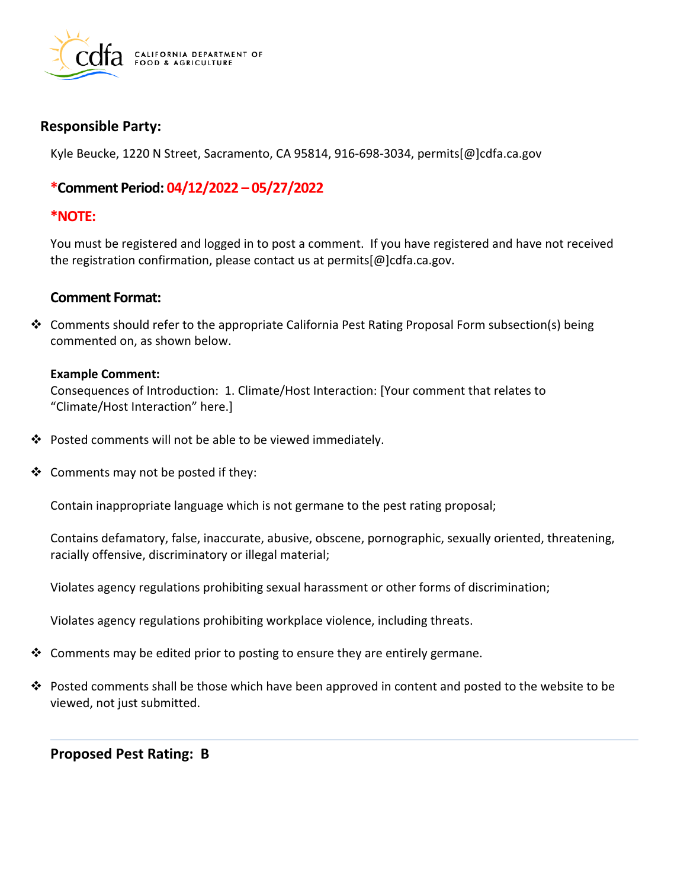## Responsible Party:

Kyle Beucke, 1220 N Street, Sacramento, CA 95814, 916-698-3034, permits[@]cdfa.ca.gov

### *Comment Period: 04/12/2022 – 05/27/2022

### *NOTE:

You must be registered and logged in to post a comment. If you have registered and have not received the registration confirmation, please contact us at permits[@]cdfa.ca.gov.

### Comment Format:

- Comments should refer to the appropriate California Pest Rating Proposal Form subsection(s) being commented on, as shown below.

  **Example Comment:**
  Consequences of Introduction: 1. Climate/Host Interaction: [Your comment that relates to "Climate/Host Interaction" here.]

- Posted comments will not be able to be viewed immediately.

- Comments may not be posted if they:

  Contain inappropriate language which is not germane to the pest rating proposal;

  Contains defamatory, false, inaccurate, abusive, obscene, pornographic, sexually oriented, threatening, racially offensive, discriminatory or illegal material;

  Violates agency regulations prohibiting sexual harassment or other forms of discrimination;

  Violates agency regulations prohibiting workplace violence, including threats.

- Comments may be edited prior to posting to ensure they are entirely germane.

- Posted comments shall be those which have been approved in content and posted to the website to be viewed, not just submitted.

---

### Proposed Pest Rating: B